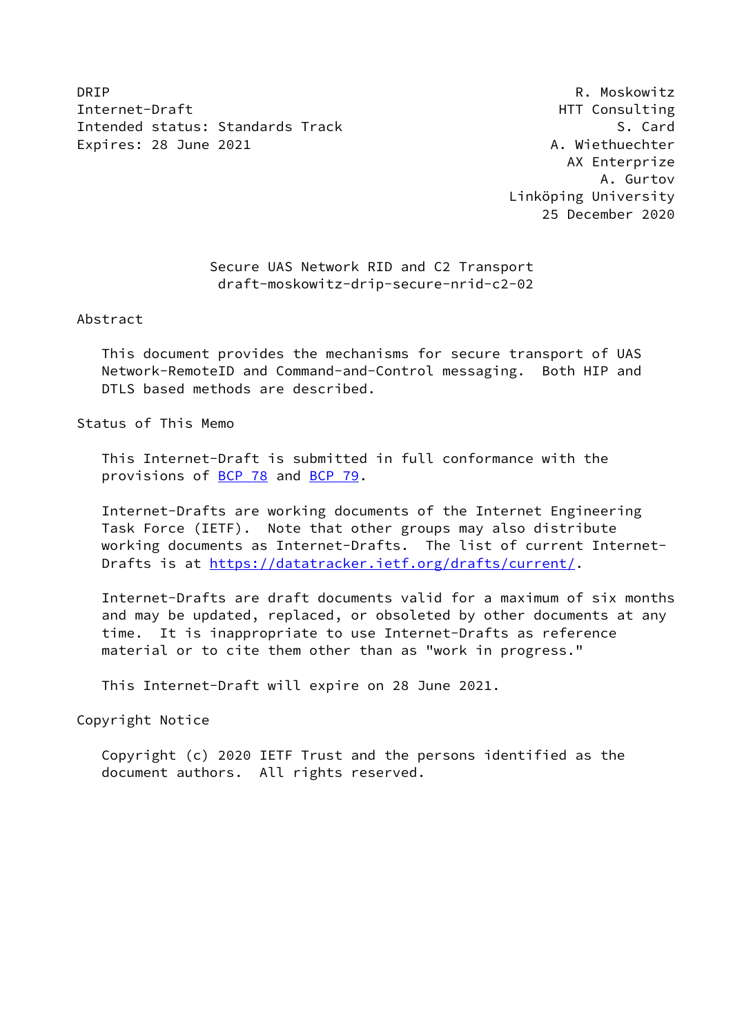DRIP R. Moskowitz
Internet-Draft HTT Consulting
Intended status: Standards Track S. Card
Expires: 28 June 2021 A. Wiethuechter
AX Enterprize
A. Gurtov
Linköping University
25 December 2020

# Secure UAS Network RID and C2 Transport
draft-moskowitz-drip-secure-nrid-c2-02

## Abstract

This document provides the mechanisms for secure transport of UAS Network-RemoteID and Command-and-Control messaging. Both HIP and DTLS based methods are described.

## Status of This Memo

This Internet-Draft is submitted in full conformance with the provisions of BCP 78 and BCP 79.

Internet-Drafts are working documents of the Internet Engineering Task Force (IETF). Note that other groups may also distribute working documents as Internet-Drafts. The list of current Internet-Drafts is at https://datatracker.ietf.org/drafts/current/.

Internet-Drafts are draft documents valid for a maximum of six months and may be updated, replaced, or obsoleted by other documents at any time. It is inappropriate to use Internet-Drafts as reference material or to cite them other than as "work in progress."

This Internet-Draft will expire on 28 June 2021.

## Copyright Notice

Copyright (c) 2020 IETF Trust and the persons identified as the document authors. All rights reserved.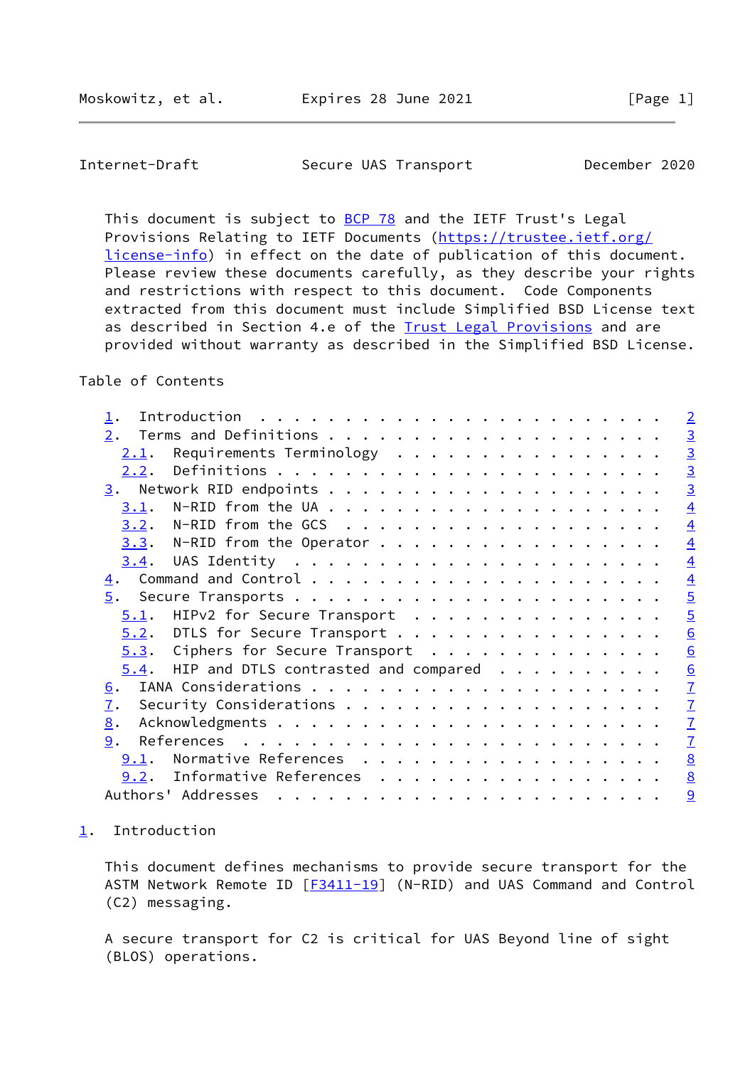This document is subject to BCP 78 and the IETF Trust's Legal Provisions Relating to IETF Documents (https://trustee.ietf.org/license-info) in effect on the date of publication of this document. Please review these documents carefully, as they describe your rights and restrictions with respect to this document. Code Components extracted from this document must include Simplified BSD License text as described in Section 4.e of the Trust Legal Provisions and are provided without warranty as described in the Simplified BSD License.

Table of Contents

- 1. Introduction . . . . . . . . . . . . . . . . . . . . . . . . 2
- 2. Terms and Definitions . . . . . . . . . . . . . . . . . . . . 3
  - 2.1. Requirements Terminology . . . . . . . . . . . . . . . . 3
  - 2.2. Definitions . . . . . . . . . . . . . . . . . . . . . . 3
- 3. Network RID endpoints . . . . . . . . . . . . . . . . . . . . 3
  - 3.1. N-RID from the UA . . . . . . . . . . . . . . . . . . . 4
  - 3.2. N-RID from the GCS . . . . . . . . . . . . . . . . . . . 4
  - 3.3. N-RID from the Operator . . . . . . . . . . . . . . . . 4
  - 3.4. UAS Identity . . . . . . . . . . . . . . . . . . . . . . 4
- 4. Command and Control . . . . . . . . . . . . . . . . . . . . . 4
- 5. Secure Transports . . . . . . . . . . . . . . . . . . . . . . 5
  - 5.1. HIPv2 for Secure Transport . . . . . . . . . . . . . . . 5
  - 5.2. DTLS for Secure Transport . . . . . . . . . . . . . . . 6
  - 5.3. Ciphers for Secure Transport . . . . . . . . . . . . . . 6
  - 5.4. HIP and DTLS contrasted and compared . . . . . . . . . . 6
- 6. IANA Considerations . . . . . . . . . . . . . . . . . . . . . 7
- 7. Security Considerations . . . . . . . . . . . . . . . . . . . 7
- 8. Acknowledgments . . . . . . . . . . . . . . . . . . . . . . . 7
- 9. References . . . . . . . . . . . . . . . . . . . . . . . . . 7
  - 9.1. Normative References . . . . . . . . . . . . . . . . . . 8
  - 9.2. Informative References . . . . . . . . . . . . . . . . . 8
- Authors' Addresses . . . . . . . . . . . . . . . . . . . . . . . 9

## 1. Introduction

This document defines mechanisms to provide secure transport for the ASTM Network Remote ID [F3411-19] (N-RID) and UAS Command and Control (C2) messaging.

A secure transport for C2 is critical for UAS Beyond line of sight (BLOS) operations.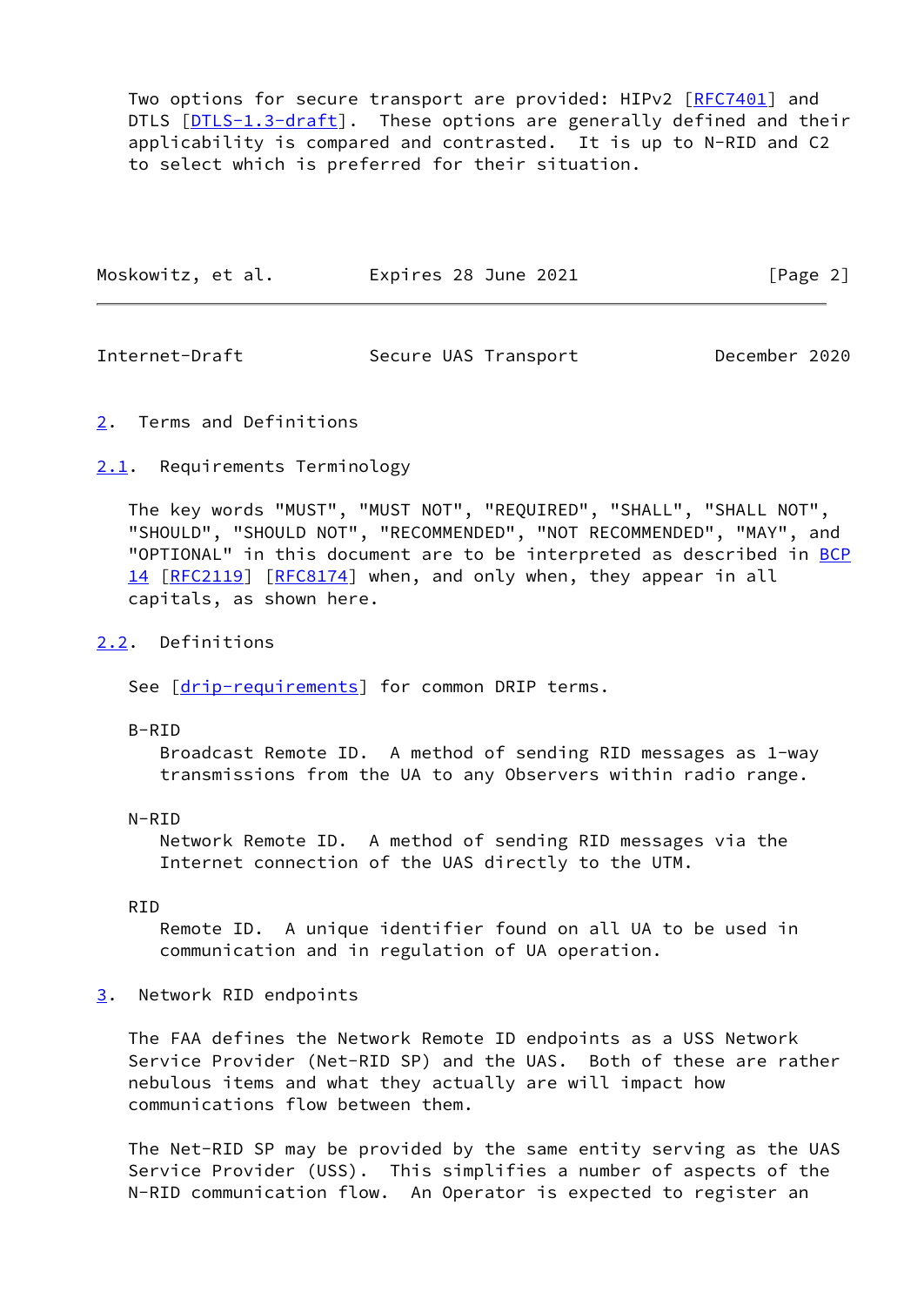Two options for secure transport are provided: HIPv2 [RFC7401] and DTLS [DTLS-1.3-draft]. These options are generally defined and their applicability is compared and contrasted. It is up to N-RID and C2 to select which is preferred for their situation.

## 2. Terms and Definitions

### 2.1. Requirements Terminology

The key words "MUST", "MUST NOT", "REQUIRED", "SHALL", "SHALL NOT", "SHOULD", "SHOULD NOT", "RECOMMENDED", "NOT RECOMMENDED", "MAY", and "OPTIONAL" in this document are to be interpreted as described in BCP 14 [RFC2119] [RFC8174] when, and only when, they appear in all capitals, as shown here.

### 2.2. Definitions

See [drip-requirements] for common DRIP terms.

B-RID
: Broadcast Remote ID. A method of sending RID messages as 1-way transmissions from the UA to any Observers within radio range.

N-RID
: Network Remote ID. A method of sending RID messages via the Internet connection of the UAS directly to the UTM.

RID
: Remote ID. A unique identifier found on all UA to be used in communication and in regulation of UA operation.

## 3. Network RID endpoints

The FAA defines the Network Remote ID endpoints as a USS Network Service Provider (Net-RID SP) and the UAS. Both of these are rather nebulous items and what they actually are will impact how communications flow between them.

The Net-RID SP may be provided by the same entity serving as the UAS Service Provider (USS). This simplifies a number of aspects of the N-RID communication flow. An Operator is expected to register an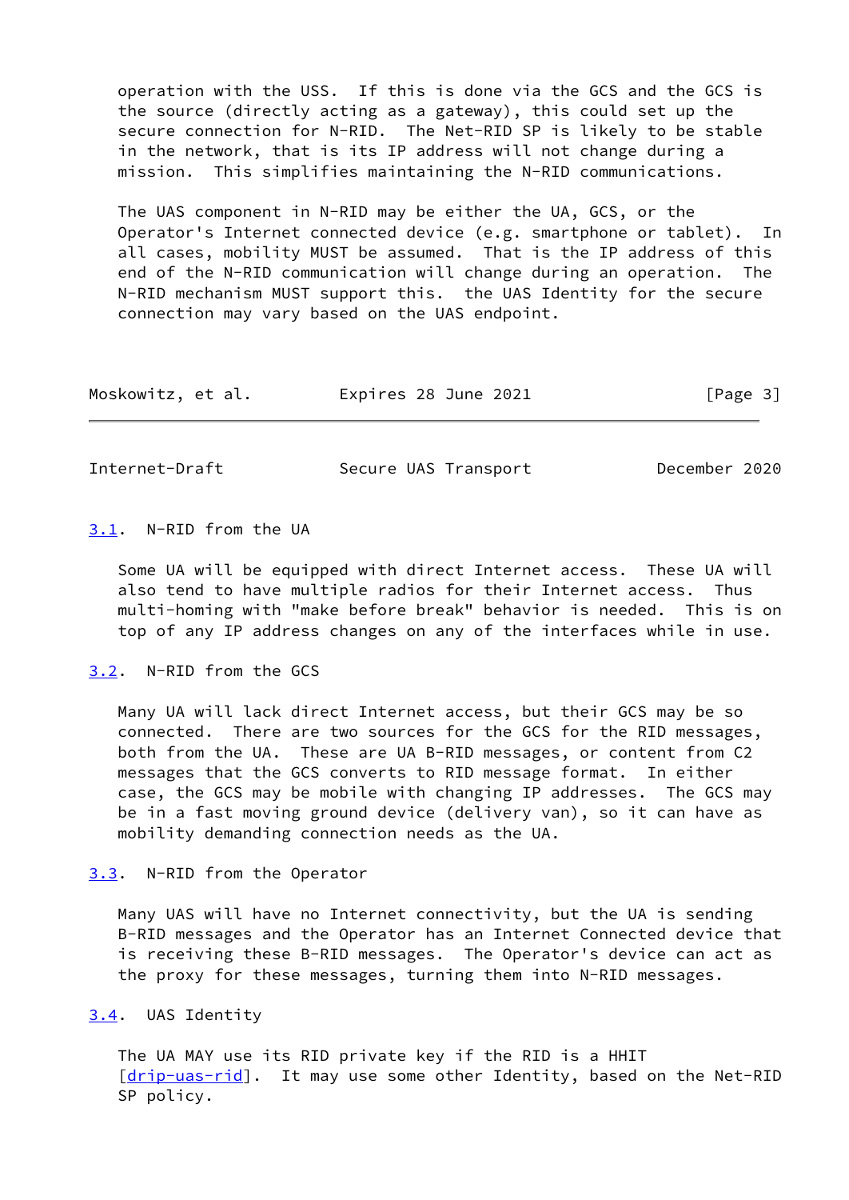operation with the USS. If this is done via the GCS and the GCS is the source (directly acting as a gateway), this could set up the secure connection for N-RID. The Net-RID SP is likely to be stable in the network, that is its IP address will not change during a mission. This simplifies maintaining the N-RID communications.

The UAS component in N-RID may be either the UA, GCS, or the Operator's Internet connected device (e.g. smartphone or tablet). In all cases, mobility MUST be assumed. That is the IP address of this end of the N-RID communication will change during an operation. The N-RID mechanism MUST support this. the UAS Identity for the secure connection may vary based on the UAS endpoint.

### 3.1. N-RID from the UA

Some UA will be equipped with direct Internet access. These UA will also tend to have multiple radios for their Internet access. Thus multi-homing with "make before break" behavior is needed. This is on top of any IP address changes on any of the interfaces while in use.

### 3.2. N-RID from the GCS

Many UA will lack direct Internet access, but their GCS may be so connected. There are two sources for the GCS for the RID messages, both from the UA. These are UA B-RID messages, or content from C2 messages that the GCS converts to RID message format. In either case, the GCS may be mobile with changing IP addresses. The GCS may be in a fast moving ground device (delivery van), so it can have as mobility demanding connection needs as the UA.

### 3.3. N-RID from the Operator

Many UAS will have no Internet connectivity, but the UA is sending B-RID messages and the Operator has an Internet Connected device that is receiving these B-RID messages. The Operator's device can act as the proxy for these messages, turning them into N-RID messages.

### 3.4. UAS Identity

The UA MAY use its RID private key if the RID is a HHIT [drip-uas-rid]. It may use some other Identity, based on the Net-RID SP policy.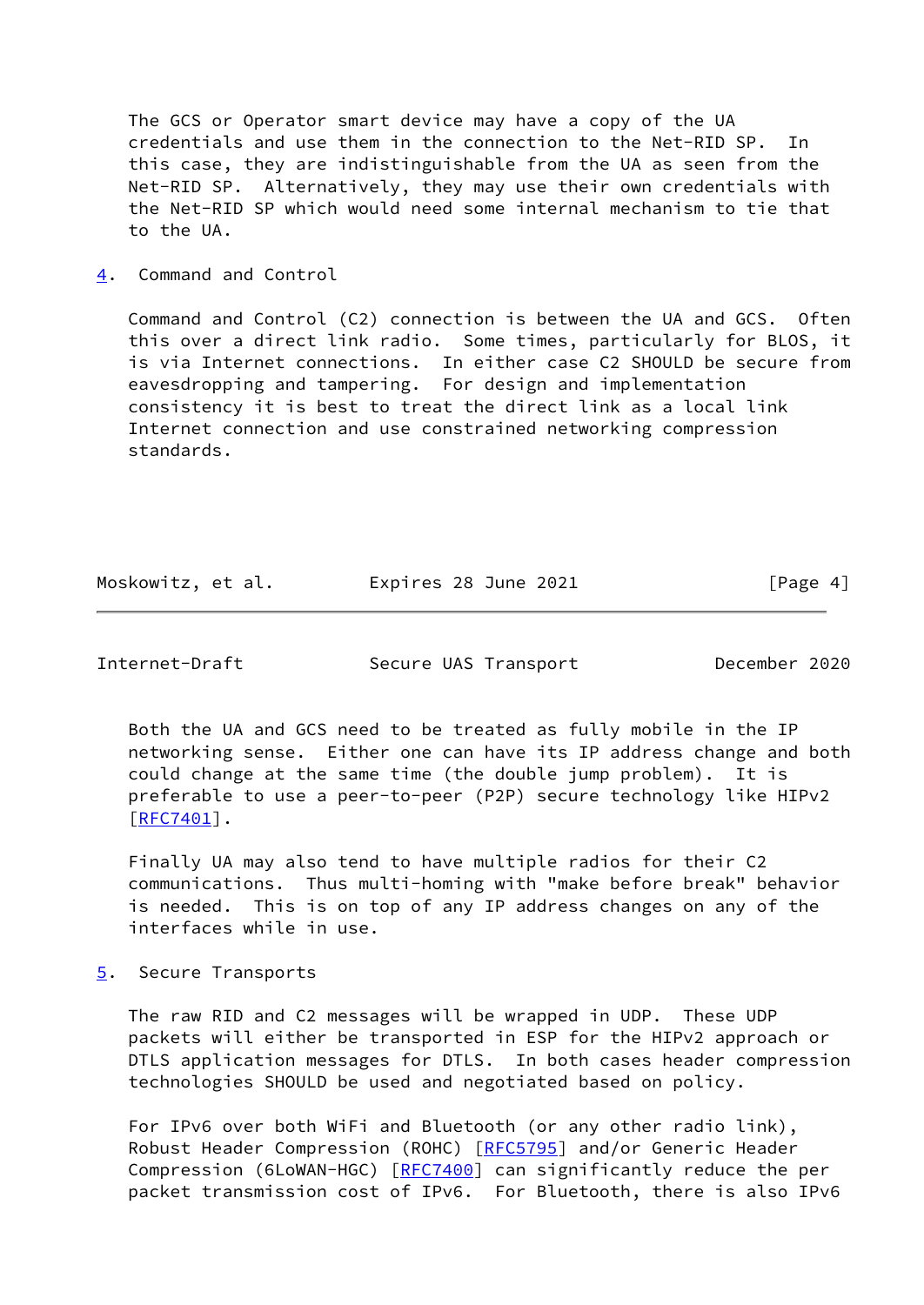The GCS or Operator smart device may have a copy of the UA credentials and use them in the connection to the Net-RID SP. In this case, they are indistinguishable from the UA as seen from the Net-RID SP. Alternatively, they may use their own credentials with the Net-RID SP which would need some internal mechanism to tie that to the UA.

## 4. Command and Control

Command and Control (C2) connection is between the UA and GCS. Often this over a direct link radio. Some times, particularly for BLOS, it is via Internet connections. In either case C2 SHOULD be secure from eavesdropping and tampering. For design and implementation consistency it is best to treat the direct link as a local link Internet connection and use constrained networking compression standards.

Both the UA and GCS need to be treated as fully mobile in the IP networking sense. Either one can have its IP address change and both could change at the same time (the double jump problem). It is preferable to use a peer-to-peer (P2P) secure technology like HIPv2 [RFC7401].

Finally UA may also tend to have multiple radios for their C2 communications. Thus multi-homing with "make before break" behavior is needed. This is on top of any IP address changes on any of the interfaces while in use.

## 5. Secure Transports

The raw RID and C2 messages will be wrapped in UDP. These UDP packets will either be transported in ESP for the HIPv2 approach or DTLS application messages for DTLS. In both cases header compression technologies SHOULD be used and negotiated based on policy.

For IPv6 over both WiFi and Bluetooth (or any other radio link), Robust Header Compression (ROHC) [RFC5795] and/or Generic Header Compression (6LoWAN-HGC) [RFC7400] can significantly reduce the per packet transmission cost of IPv6. For Bluetooth, there is also IPv6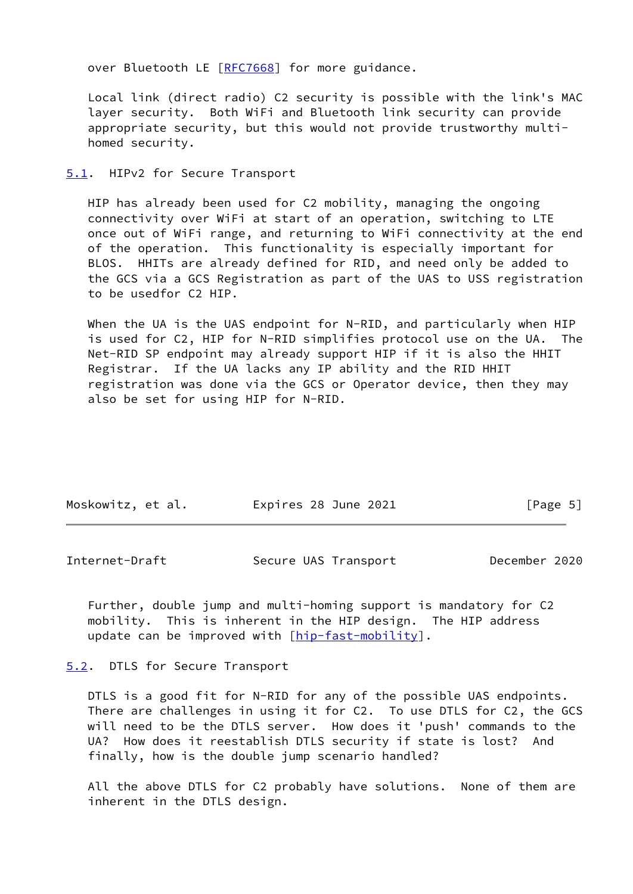over Bluetooth LE [RFC7668] for more guidance.

Local link (direct radio) C2 security is possible with the link's MAC layer security. Both WiFi and Bluetooth link security can provide appropriate security, but this would not provide trustworthy multi-homed security.

## 5.1. HIPv2 for Secure Transport

HIP has already been used for C2 mobility, managing the ongoing connectivity over WiFi at start of an operation, switching to LTE once out of WiFi range, and returning to WiFi connectivity at the end of the operation. This functionality is especially important for BLOS. HHITs are already defined for RID, and need only be added to the GCS via a GCS Registration as part of the UAS to USS registration to be usedfor C2 HIP.

When the UA is the UAS endpoint for N-RID, and particularly when HIP is used for C2, HIP for N-RID simplifies protocol use on the UA. The Net-RID SP endpoint may already support HIP if it is also the HHIT Registrar. If the UA lacks any IP ability and the RID HHIT registration was done via the GCS or Operator device, then they may also be set for using HIP for N-RID.

Further, double jump and multi-homing support is mandatory for C2 mobility. This is inherent in the HIP design. The HIP address update can be improved with [hip-fast-mobility].

## 5.2. DTLS for Secure Transport

DTLS is a good fit for N-RID for any of the possible UAS endpoints. There are challenges in using it for C2. To use DTLS for C2, the GCS will need to be the DTLS server. How does it 'push' commands to the UA? How does it reestablish DTLS security if state is lost? And finally, how is the double jump scenario handled?

All the above DTLS for C2 probably have solutions. None of them are inherent in the DTLS design.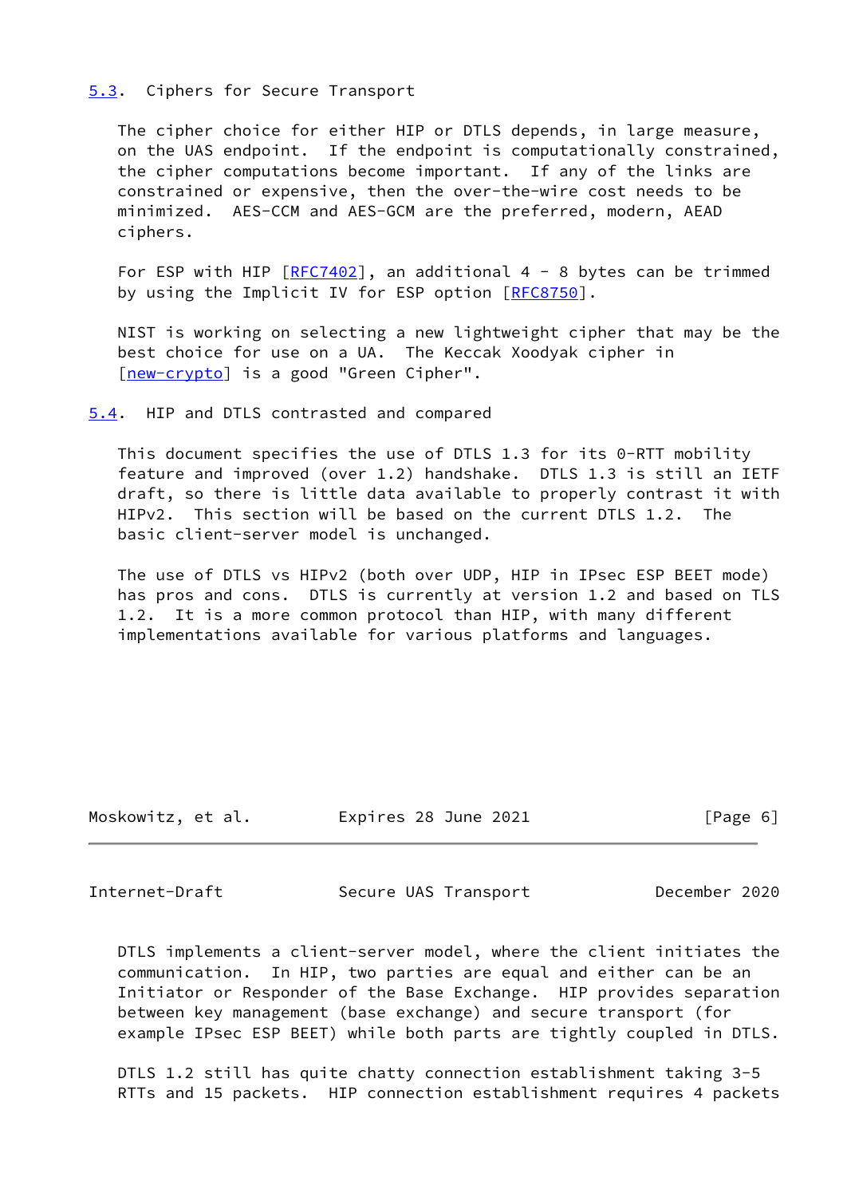## 5.3. Ciphers for Secure Transport

The cipher choice for either HIP or DTLS depends, in large measure, on the UAS endpoint. If the endpoint is computationally constrained, the cipher computations become important. If any of the links are constrained or expensive, then the over-the-wire cost needs to be minimized. AES-CCM and AES-GCM are the preferred, modern, AEAD ciphers.

For ESP with HIP [RFC7402], an additional 4 - 8 bytes can be trimmed by using the Implicit IV for ESP option [RFC8750].

NIST is working on selecting a new lightweight cipher that may be the best choice for use on a UA. The Keccak Xoodyak cipher in [new-crypto] is a good "Green Cipher".

## 5.4. HIP and DTLS contrasted and compared

This document specifies the use of DTLS 1.3 for its 0-RTT mobility feature and improved (over 1.2) handshake. DTLS 1.3 is still an IETF draft, so there is little data available to properly contrast it with HIPv2. This section will be based on the current DTLS 1.2. The basic client-server model is unchanged.

The use of DTLS vs HIPv2 (both over UDP, HIP in IPsec ESP BEET mode) has pros and cons. DTLS is currently at version 1.2 and based on TLS 1.2. It is a more common protocol than HIP, with many different implementations available for various platforms and languages.

DTLS implements a client-server model, where the client initiates the communication. In HIP, two parties are equal and either can be an Initiator or Responder of the Base Exchange. HIP provides separation between key management (base exchange) and secure transport (for example IPsec ESP BEET) while both parts are tightly coupled in DTLS.

DTLS 1.2 still has quite chatty connection establishment taking 3-5 RTTs and 15 packets. HIP connection establishment requires 4 packets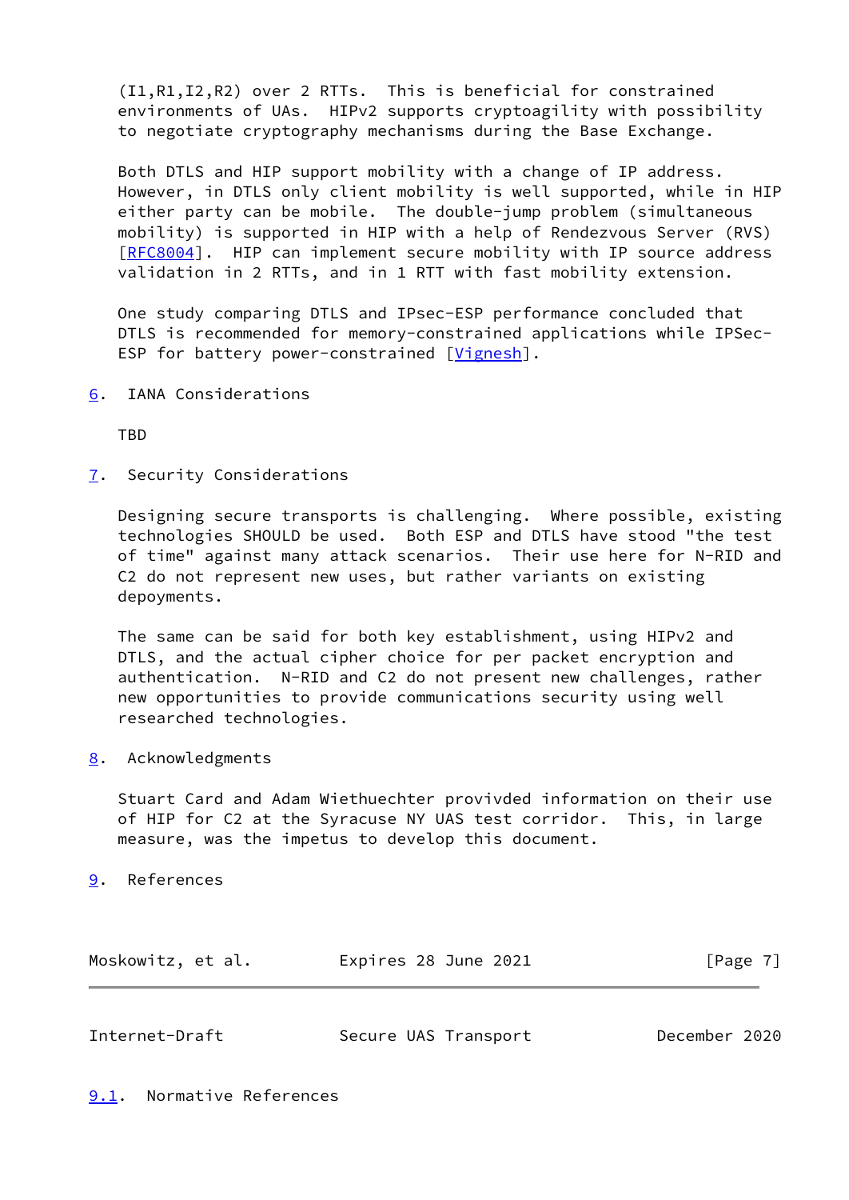(I1,R1,I2,R2) over 2 RTTs. This is beneficial for constrained environments of UAs. HIPv2 supports cryptoagility with possibility to negotiate cryptography mechanisms during the Base Exchange.

Both DTLS and HIP support mobility with a change of IP address. However, in DTLS only client mobility is well supported, while in HIP either party can be mobile. The double-jump problem (simultaneous mobility) is supported in HIP with a help of Rendezvous Server (RVS) [RFC8004]. HIP can implement secure mobility with IP source address validation in 2 RTTs, and in 1 RTT with fast mobility extension.

One study comparing DTLS and IPsec-ESP performance concluded that DTLS is recommended for memory-constrained applications while IPSec-ESP for battery power-constrained [Vignesh].

## 6. IANA Considerations

TBD

## 7. Security Considerations

Designing secure transports is challenging. Where possible, existing technologies SHOULD be used. Both ESP and DTLS have stood "the test of time" against many attack scenarios. Their use here for N-RID and C2 do not represent new uses, but rather variants on existing depoyments.

The same can be said for both key establishment, using HIPv2 and DTLS, and the actual cipher choice for per packet encryption and authentication. N-RID and C2 do not present new challenges, rather new opportunities to provide communications security using well researched technologies.

## 8. Acknowledgments

Stuart Card and Adam Wiethuechter provivded information on their use of HIP for C2 at the Syracuse NY UAS test corridor. This, in large measure, was the impetus to develop this document.

## 9. References

### 9.1. Normative References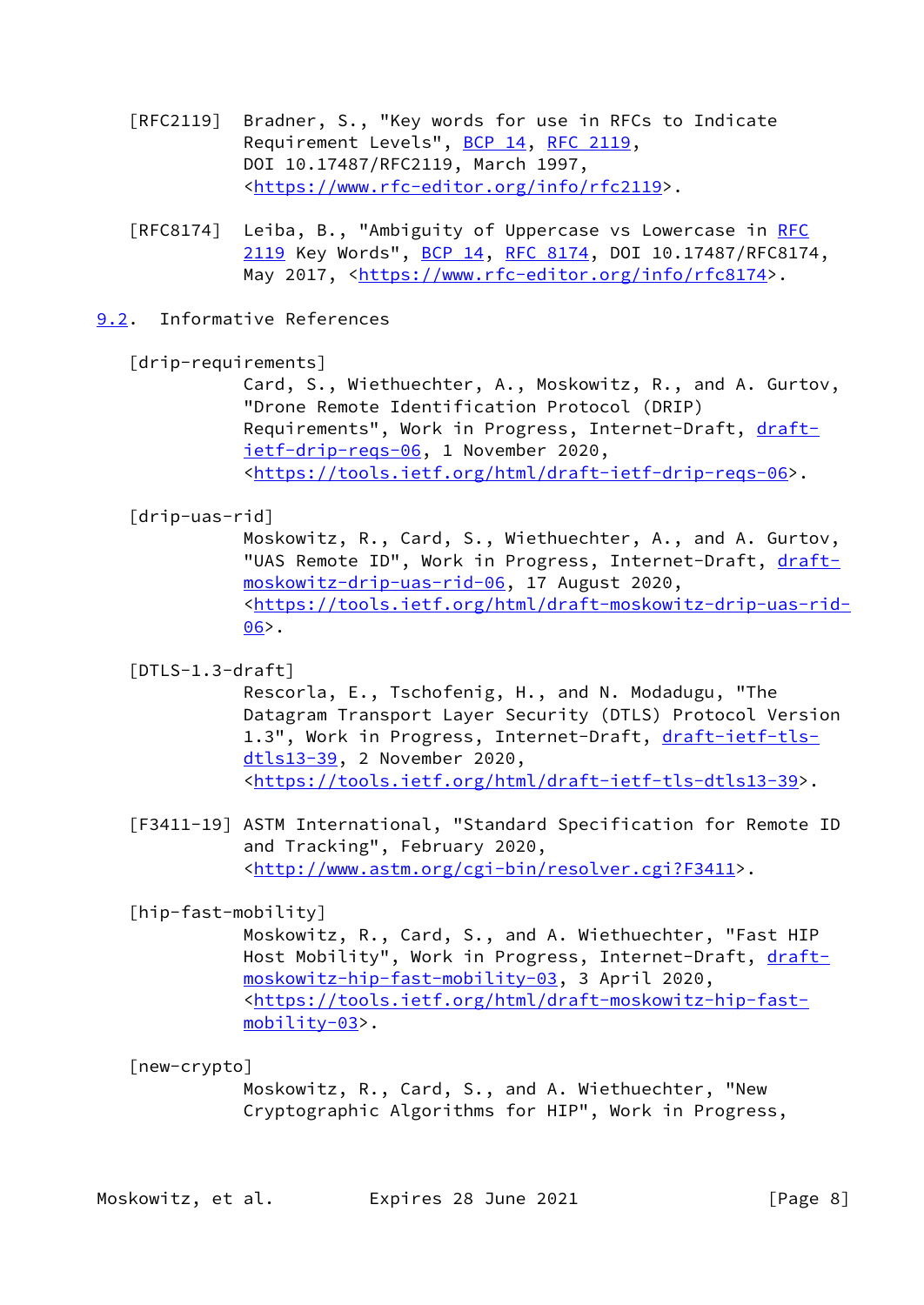[RFC2119] Bradner, S., "Key words for use in RFCs to Indicate Requirement Levels", BCP 14, RFC 2119, DOI 10.17487/RFC2119, March 1997, <https://www.rfc-editor.org/info/rfc2119>.

[RFC8174] Leiba, B., "Ambiguity of Uppercase vs Lowercase in RFC 2119 Key Words", BCP 14, RFC 8174, DOI 10.17487/RFC8174, May 2017, <https://www.rfc-editor.org/info/rfc8174>.

## 9.2. Informative References

[drip-requirements]
Card, S., Wiethuechter, A., Moskowitz, R., and A. Gurtov, "Drone Remote Identification Protocol (DRIP) Requirements", Work in Progress, Internet-Draft, draft-ietf-drip-reqs-06, 1 November 2020, <https://tools.ietf.org/html/draft-ietf-drip-reqs-06>.

[drip-uas-rid]
Moskowitz, R., Card, S., Wiethuechter, A., and A. Gurtov, "UAS Remote ID", Work in Progress, Internet-Draft, draft-moskowitz-drip-uas-rid-06, 17 August 2020, <https://tools.ietf.org/html/draft-moskowitz-drip-uas-rid-06>.

[DTLS-1.3-draft]
Rescorla, E., Tschofenig, H., and N. Modadugu, "The Datagram Transport Layer Security (DTLS) Protocol Version 1.3", Work in Progress, Internet-Draft, draft-ietf-tls-dtls13-39, 2 November 2020, <https://tools.ietf.org/html/draft-ietf-tls-dtls13-39>.

[F3411-19] ASTM International, "Standard Specification for Remote ID and Tracking", February 2020, <http://www.astm.org/cgi-bin/resolver.cgi?F3411>.

[hip-fast-mobility]
Moskowitz, R., Card, S., and A. Wiethuechter, "Fast HIP Host Mobility", Work in Progress, Internet-Draft, draft-moskowitz-hip-fast-mobility-03, 3 April 2020, <https://tools.ietf.org/html/draft-moskowitz-hip-fast-mobility-03>.

[new-crypto]
Moskowitz, R., Card, S., and A. Wiethuechter, "New Cryptographic Algorithms for HIP", Work in Progress,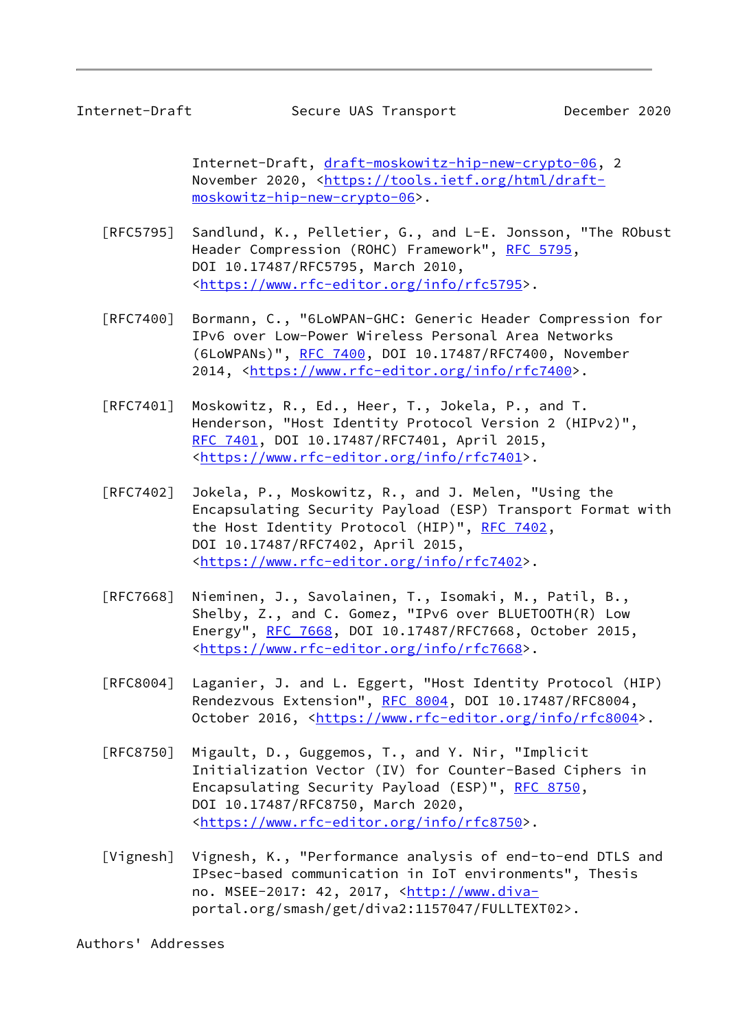Internet-Draft, draft-moskowitz-hip-new-crypto-06, 2 November 2020, <https://tools.ietf.org/html/draft-moskowitz-hip-new-crypto-06>.

[RFC5795] Sandlund, K., Pelletier, G., and L-E. Jonsson, "The RObust Header Compression (ROHC) Framework", RFC 5795, DOI 10.17487/RFC5795, March 2010, <https://www.rfc-editor.org/info/rfc5795>.

[RFC7400] Bormann, C., "6LoWPAN-GHC: Generic Header Compression for IPv6 over Low-Power Wireless Personal Area Networks (6LoWPANs)", RFC 7400, DOI 10.17487/RFC7400, November 2014, <https://www.rfc-editor.org/info/rfc7400>.

[RFC7401] Moskowitz, R., Ed., Heer, T., Jokela, P., and T. Henderson, "Host Identity Protocol Version 2 (HIPv2)", RFC 7401, DOI 10.17487/RFC7401, April 2015, <https://www.rfc-editor.org/info/rfc7401>.

[RFC7402] Jokela, P., Moskowitz, R., and J. Melen, "Using the Encapsulating Security Payload (ESP) Transport Format with the Host Identity Protocol (HIP)", RFC 7402, DOI 10.17487/RFC7402, April 2015, <https://www.rfc-editor.org/info/rfc7402>.

[RFC7668] Nieminen, J., Savolainen, T., Isomaki, M., Patil, B., Shelby, Z., and C. Gomez, "IPv6 over BLUETOOTH(R) Low Energy", RFC 7668, DOI 10.17487/RFC7668, October 2015, <https://www.rfc-editor.org/info/rfc7668>.

[RFC8004] Laganier, J. and L. Eggert, "Host Identity Protocol (HIP) Rendezvous Extension", RFC 8004, DOI 10.17487/RFC8004, October 2016, <https://www.rfc-editor.org/info/rfc8004>.

[RFC8750] Migault, D., Guggemos, T., and Y. Nir, "Implicit Initialization Vector (IV) for Counter-Based Ciphers in Encapsulating Security Payload (ESP)", RFC 8750, DOI 10.17487/RFC8750, March 2020, <https://www.rfc-editor.org/info/rfc8750>.

[Vignesh] Vignesh, K., "Performance analysis of end-to-end DTLS and IPsec-based communication in IoT environments", Thesis no. MSEE-2017: 42, 2017, <http://www.diva-portal.org/smash/get/diva2:1157047/FULLTEXT02>.

Authors' Addresses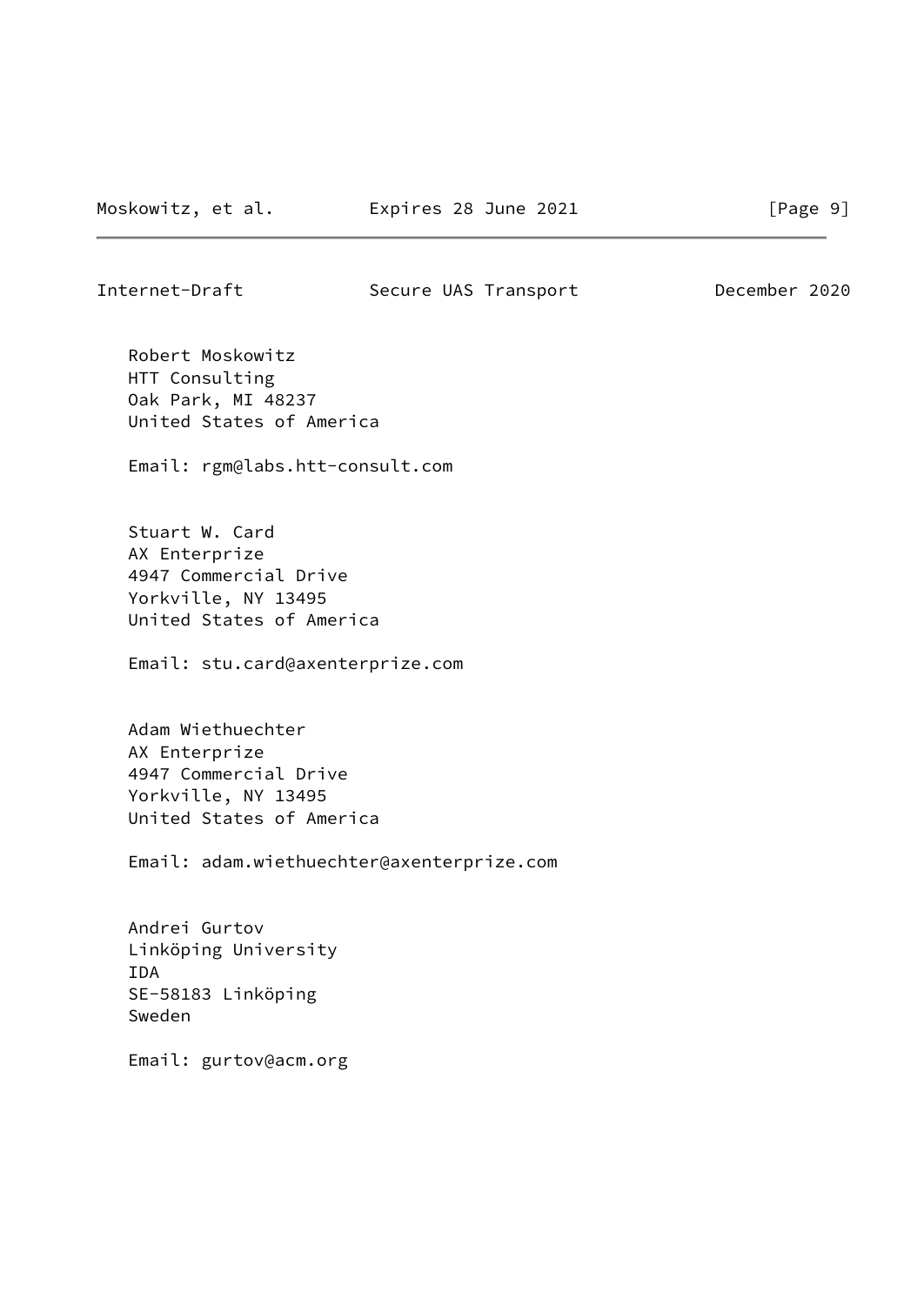Robert Moskowitz
HTT Consulting
Oak Park, MI 48237
United States of America

Email: rgm@labs.htt-consult.com

Stuart W. Card
AX Enterprize
4947 Commercial Drive
Yorkville, NY 13495
United States of America

Email: stu.card@axenterprize.com

Adam Wiethuechter
AX Enterprize
4947 Commercial Drive
Yorkville, NY 13495
United States of America

Email: adam.wiethuechter@axenterprize.com

Andrei Gurtov
Linköping University
IDA
SE-58183 Linköping
Sweden

Email: gurtov@acm.org